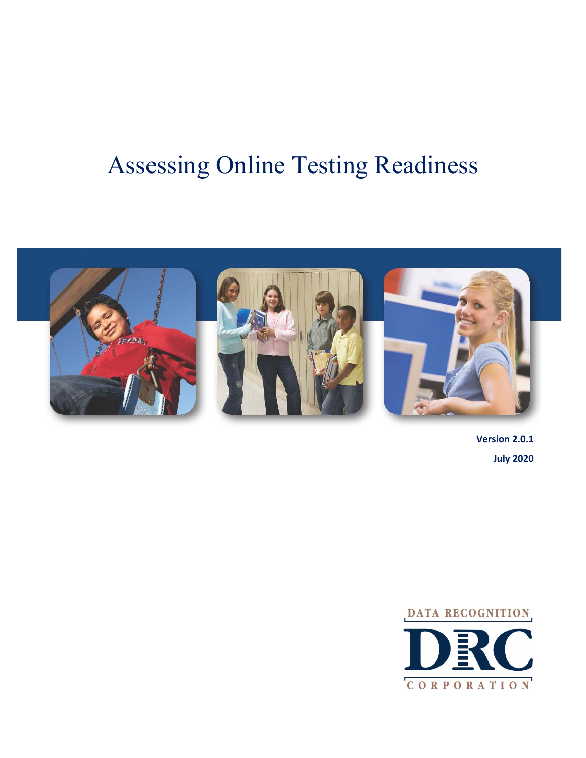# Assessing Online Testing Readiness

**Version 2.0.1**

**July 2020**

DATA RECOGNITION

DRC

CORPORATION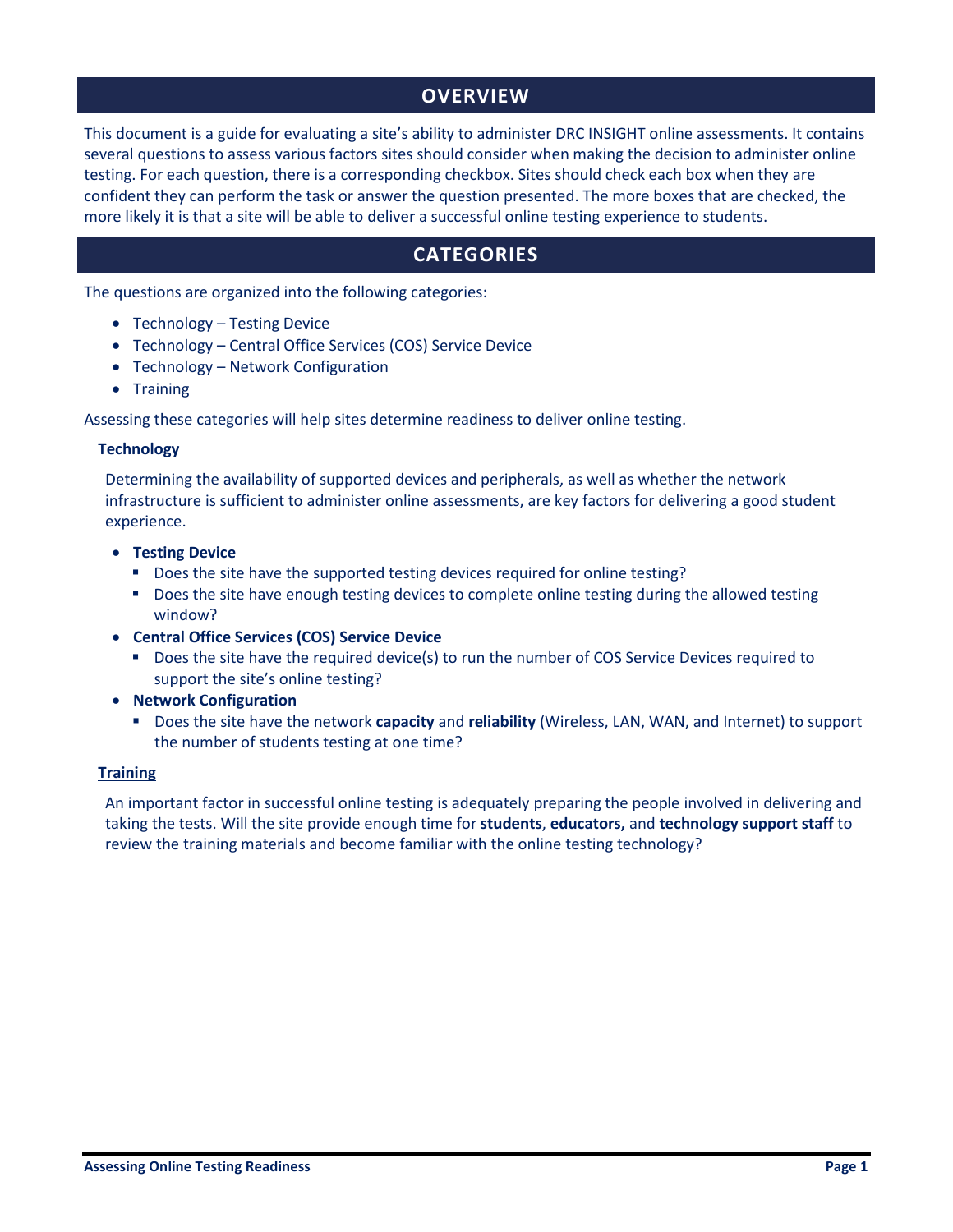## OVERVIEW

This document is a guide for evaluating a site's ability to administer DRC INSIGHT online assessments. It contains several questions to assess various factors sites should consider when making the decision to administer online testing. For each question, there is a corresponding checkbox. Sites should check each box when they are confident they can perform the task or answer the question presented. The more boxes that are checked, the more likely it is that a site will be able to deliver a successful online testing experience to students.

## CATEGORIES

The questions are organized into the following categories:

- Technology – Testing Device
- Technology – Central Office Services (COS) Service Device
- Technology – Network Configuration
- Training

Assessing these categories will help sites determine readiness to deliver online testing.

### Technology

Determining the availability of supported devices and peripherals, as well as whether the network infrastructure is sufficient to administer online assessments, are key factors for delivering a good student experience.

- **Testing Device**
  - Does the site have the supported testing devices required for online testing?
  - Does the site have enough testing devices to complete online testing during the allowed testing window?
- **Central Office Services (COS) Service Device**
  - Does the site have the required device(s) to run the number of COS Service Devices required to support the site's online testing?
- **Network Configuration**
  - Does the site have the network **capacity** and **reliability** (Wireless, LAN, WAN, and Internet) to support the number of students testing at one time?

### Training

An important factor in successful online testing is adequately preparing the people involved in delivering and taking the tests. Will the site provide enough time for **students**, **educators,** and **technology support staff** to review the training materials and become familiar with the online testing technology?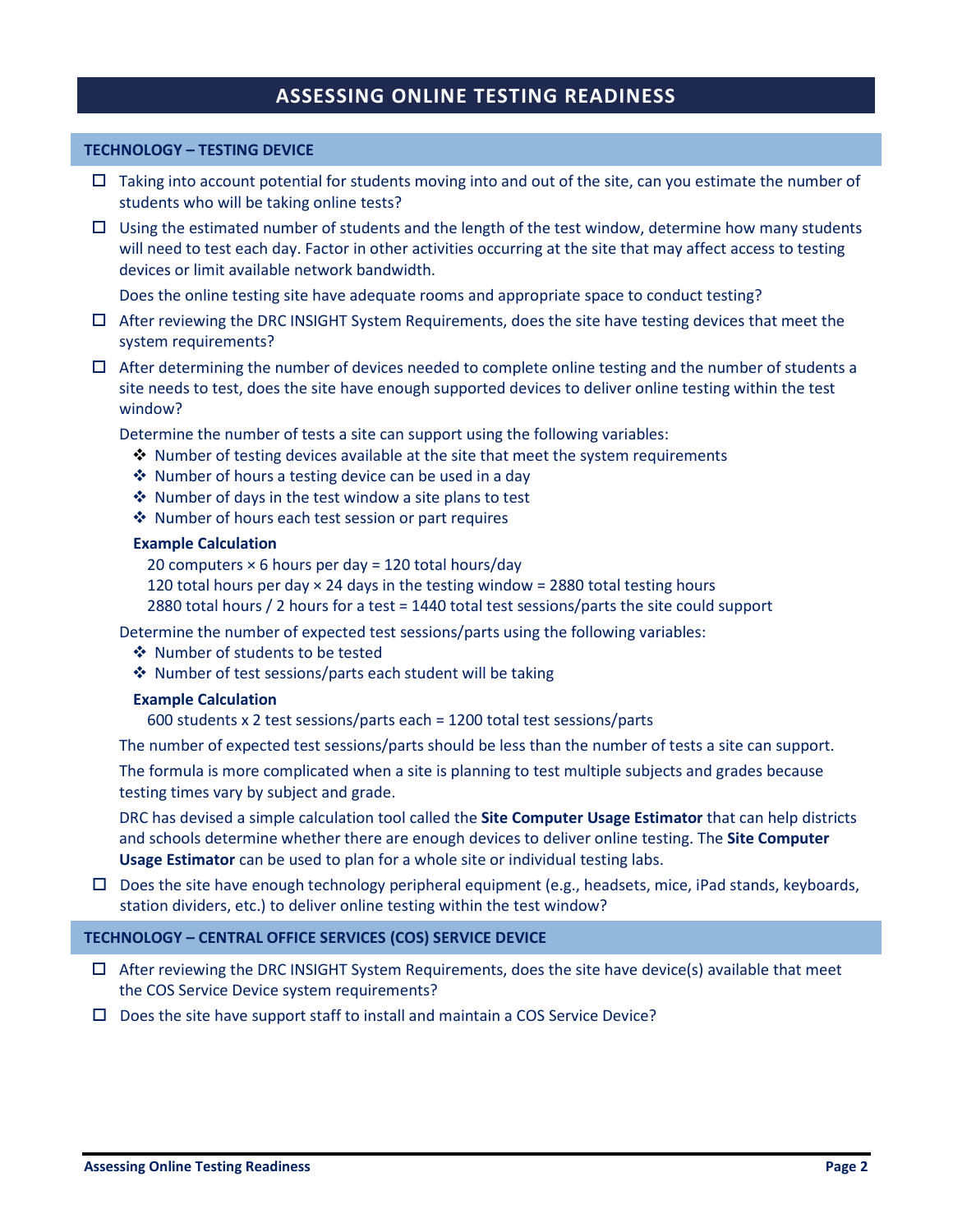# ASSESSING ONLINE TESTING READINESS

## TECHNOLOGY – TESTING DEVICE

- ☐ Taking into account potential for students moving into and out of the site, can you estimate the number of students who will be taking online tests?
- ☐ Using the estimated number of students and the length of the test window, determine how many students will need to test each day. Factor in other activities occurring at the site that may affect access to testing devices or limit available network bandwidth.

  Does the online testing site have adequate rooms and appropriate space to conduct testing?
- ☐ After reviewing the DRC INSIGHT System Requirements, does the site have testing devices that meet the system requirements?
- ☐ After determining the number of devices needed to complete online testing and the number of students a site needs to test, does the site have enough supported devices to deliver online testing within the test window?

  Determine the number of tests a site can support using the following variables:
  - ❖ Number of testing devices available at the site that meet the system requirements
  - ❖ Number of hours a testing device can be used in a day
  - ❖ Number of days in the test window a site plans to test
  - ❖ Number of hours each test session or part requires

  **Example Calculation**

  20 computers × 6 hours per day = 120 total hours/day
  120 total hours per day × 24 days in the testing window = 2880 total testing hours
  2880 total hours / 2 hours for a test = 1440 total test sessions/parts the site could support

  Determine the number of expected test sessions/parts using the following variables:
  - ❖ Number of students to be tested
  - ❖ Number of test sessions/parts each student will be taking

  **Example Calculation**

  600 students x 2 test sessions/parts each = 1200 total test sessions/parts

  The number of expected test sessions/parts should be less than the number of tests a site can support.

  The formula is more complicated when a site is planning to test multiple subjects and grades because testing times vary by subject and grade.

  DRC has devised a simple calculation tool called the **Site Computer Usage Estimator** that can help districts and schools determine whether there are enough devices to deliver online testing. The **Site Computer Usage Estimator** can be used to plan for a whole site or individual testing labs.
- ☐ Does the site have enough technology peripheral equipment (e.g., headsets, mice, iPad stands, keyboards, station dividers, etc.) to deliver online testing within the test window?

## TECHNOLOGY – CENTRAL OFFICE SERVICES (COS) SERVICE DEVICE

- ☐ After reviewing the DRC INSIGHT System Requirements, does the site have device(s) available that meet the COS Service Device system requirements?
- ☐ Does the site have support staff to install and maintain a COS Service Device?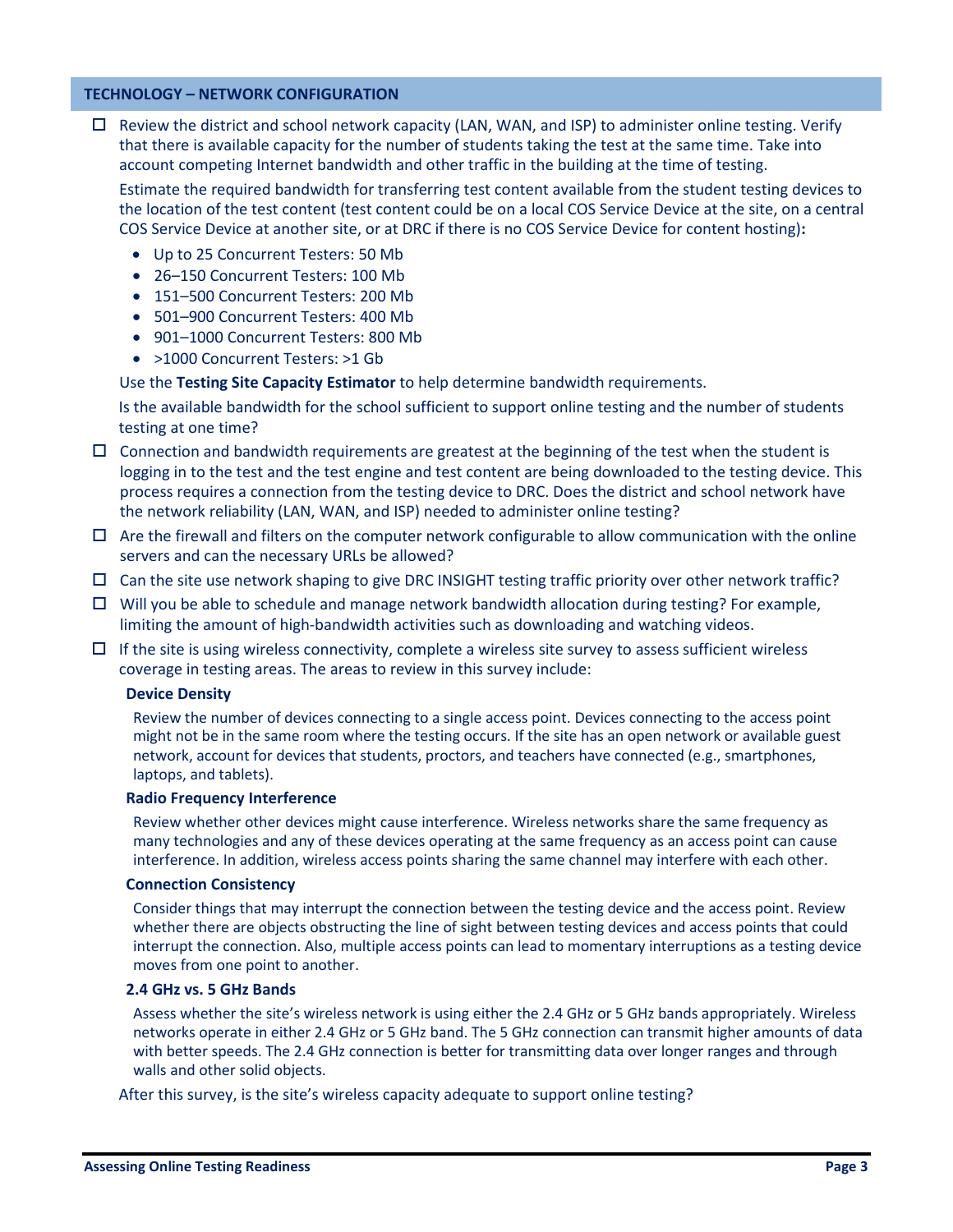## TECHNOLOGY – NETWORK CONFIGURATION

- ☐ Review the district and school network capacity (LAN, WAN, and ISP) to administer online testing. Verify that there is available capacity for the number of students taking the test at the same time. Take into account competing Internet bandwidth and other traffic in the building at the time of testing.

  Estimate the required bandwidth for transferring test content available from the student testing devices to the location of the test content (test content could be on a local COS Service Device at the site, on a central COS Service Device at another site, or at DRC if there is no COS Service Device for content hosting)**:**

  - Up to 25 Concurrent Testers: 50 Mb
  - 26–150 Concurrent Testers: 100 Mb
  - 151–500 Concurrent Testers: 200 Mb
  - 501–900 Concurrent Testers: 400 Mb
  - 901–1000 Concurrent Testers: 800 Mb
  - >1000 Concurrent Testers: >1 Gb

  Use the **Testing Site Capacity Estimator** to help determine bandwidth requirements.

  Is the available bandwidth for the school sufficient to support online testing and the number of students testing at one time?

- ☐ Connection and bandwidth requirements are greatest at the beginning of the test when the student is logging in to the test and the test engine and test content are being downloaded to the testing device. This process requires a connection from the testing device to DRC. Does the district and school network have the network reliability (LAN, WAN, and ISP) needed to administer online testing?
- ☐ Are the firewall and filters on the computer network configurable to allow communication with the online servers and can the necessary URLs be allowed?
- ☐ Can the site use network shaping to give DRC INSIGHT testing traffic priority over other network traffic?
- ☐ Will you be able to schedule and manage network bandwidth allocation during testing? For example, limiting the amount of high-bandwidth activities such as downloading and watching videos.
- ☐ If the site is using wireless connectivity, complete a wireless site survey to assess sufficient wireless coverage in testing areas. The areas to review in this survey include:

  **Device Density**

  Review the number of devices connecting to a single access point. Devices connecting to the access point might not be in the same room where the testing occurs. If the site has an open network or available guest network, account for devices that students, proctors, and teachers have connected (e.g., smartphones, laptops, and tablets).

  **Radio Frequency Interference**

  Review whether other devices might cause interference. Wireless networks share the same frequency as many technologies and any of these devices operating at the same frequency as an access point can cause interference. In addition, wireless access points sharing the same channel may interfere with each other.

  **Connection Consistency**

  Consider things that may interrupt the connection between the testing device and the access point. Review whether there are objects obstructing the line of sight between testing devices and access points that could interrupt the connection. Also, multiple access points can lead to momentary interruptions as a testing device moves from one point to another.

  **2.4 GHz vs. 5 GHz Bands**

  Assess whether the site's wireless network is using either the 2.4 GHz or 5 GHz bands appropriately. Wireless networks operate in either 2.4 GHz or 5 GHz band. The 5 GHz connection can transmit higher amounts of data with better speeds. The 2.4 GHz connection is better for transmitting data over longer ranges and through walls and other solid objects.

  After this survey, is the site's wireless capacity adequate to support online testing?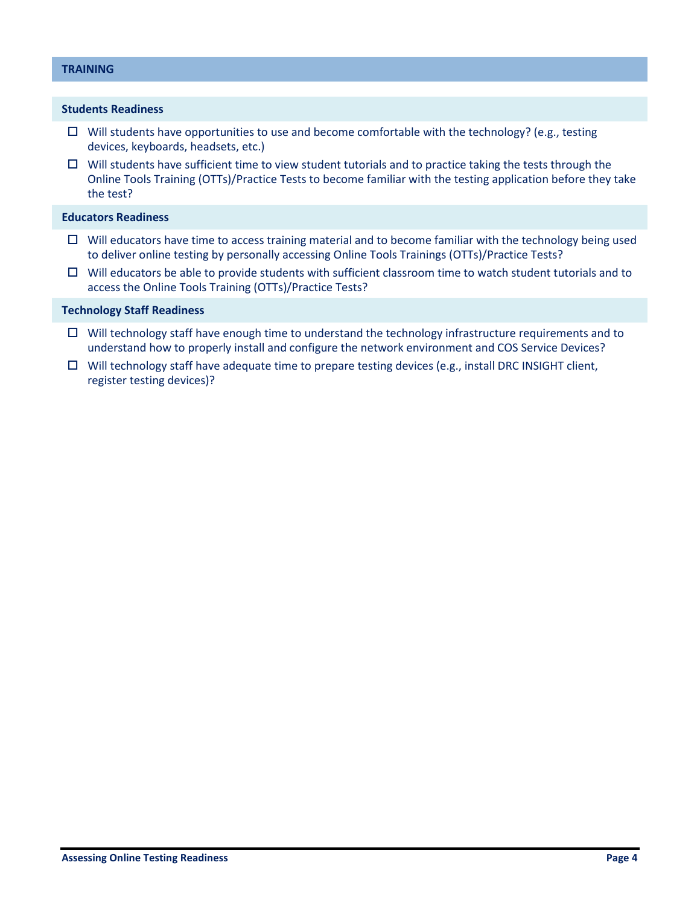## TRAINING

### Students Readiness

- ☐ Will students have opportunities to use and become comfortable with the technology? (e.g., testing devices, keyboards, headsets, etc.)
- ☐ Will students have sufficient time to view student tutorials and to practice taking the tests through the Online Tools Training (OTTs)/Practice Tests to become familiar with the testing application before they take the test?

### Educators Readiness

- ☐ Will educators have time to access training material and to become familiar with the technology being used to deliver online testing by personally accessing Online Tools Trainings (OTTs)/Practice Tests?
- ☐ Will educators be able to provide students with sufficient classroom time to watch student tutorials and to access the Online Tools Training (OTTs)/Practice Tests?

### Technology Staff Readiness

- ☐ Will technology staff have enough time to understand the technology infrastructure requirements and to understand how to properly install and configure the network environment and COS Service Devices?
- ☐ Will technology staff have adequate time to prepare testing devices (e.g., install DRC INSIGHT client, register testing devices)?